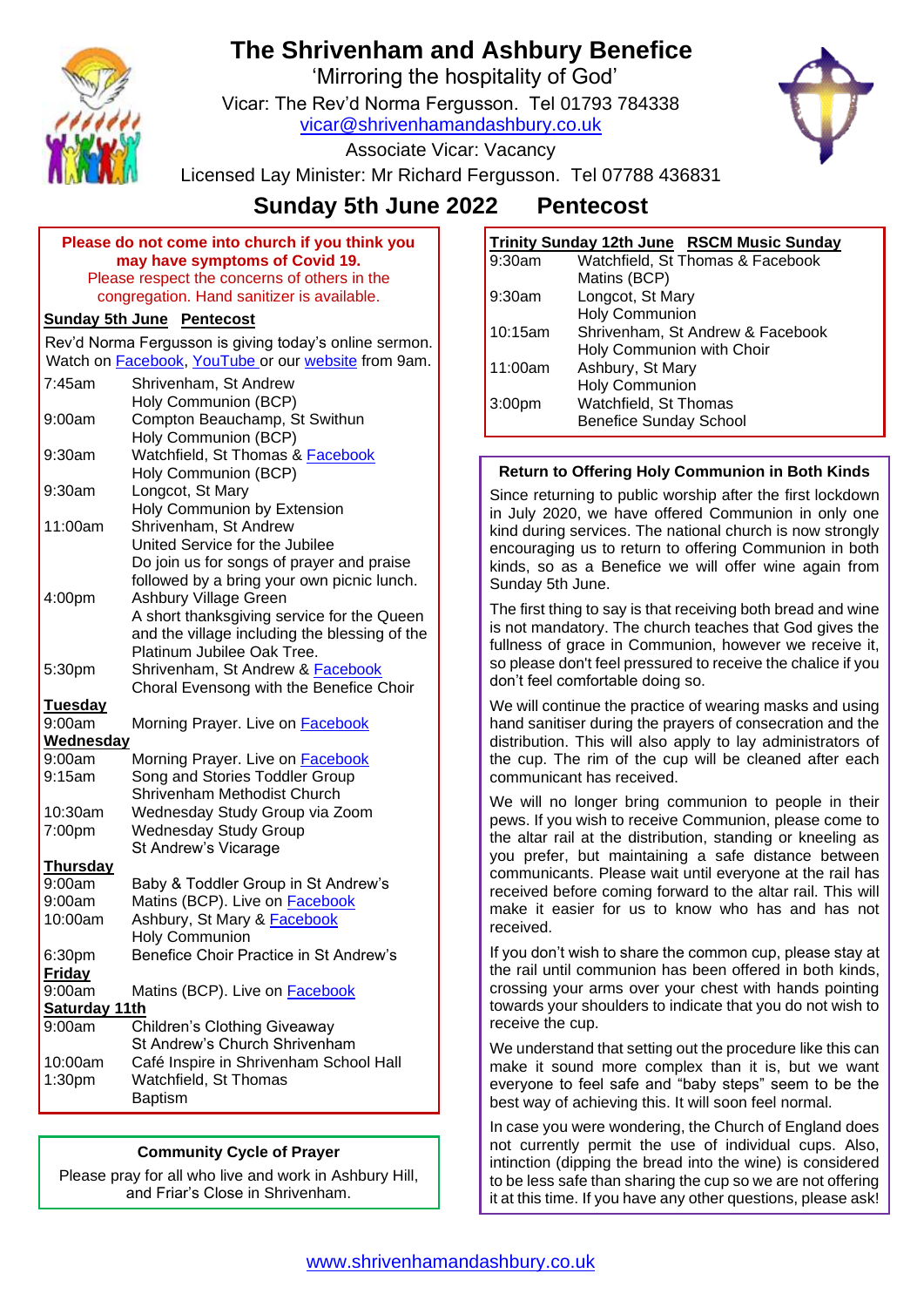# The Shrivenham and Ashbury Benefice

'Mirroring the hospitality of God'

Vicar: The Rev'd Norma Fergusson. Tel 01793 784338

vicar@shrivenhamandashbury.co.uk

Associate Vicar: Vacancy

Licensed Lay Minister: Mr Richard Fergusson. Tel 07788 436831

## Sunday 5th June 2022 Pentecost

**Please do not come into church if you think you may have symptoms of Covid 19.**
Please respect the concerns of others in the congregation. Hand sanitizer is available.

**Sunday 5th June Pentecost**

Rev'd Norma Fergusson is giving today's online sermon. Watch on Facebook, YouTube or our website from 9am.

| | |
|---|---|
| 7:45am | Shrivenham, St Andrew<br>Holy Communion (BCP) |
| 9:00am | Compton Beauchamp, St Swithun<br>Holy Communion (BCP) |
| 9:30am | Watchfield, St Thomas & Facebook<br>Holy Communion (BCP) |
| 9:30am | Longcot, St Mary<br>Holy Communion by Extension |
| 11:00am | Shrivenham, St Andrew<br>United Service for the Jubilee<br>Do join us for songs of prayer and praise followed by a bring your own picnic lunch. |
| 4:00pm | Ashbury Village Green<br>A short thanksgiving service for the Queen and the village including the blessing of the Platinum Jubilee Oak Tree. |
| 5:30pm | Shrivenham, St Andrew & Facebook<br>Choral Evensong with the Benefice Choir |

**Tuesday**

| | |
|---|---|
| 9:00am | Morning Prayer. Live on Facebook |

**Wednesday**

| | |
|---|---|
| 9:00am | Morning Prayer. Live on Facebook |
| 9:15am | Song and Stories Toddler Group<br>Shrivenham Methodist Church |
| 10:30am | Wednesday Study Group via Zoom |
| 7:00pm | Wednesday Study Group<br>St Andrew's Vicarage |

**Thursday**

| | |
|---|---|
| 9:00am | Baby & Toddler Group in St Andrew's |
| 9:00am | Matins (BCP). Live on Facebook |
| 10:00am | Ashbury, St Mary & Facebook<br>Holy Communion |
| 6:30pm | Benefice Choir Practice in St Andrew's |

**Friday**

| | |
|---|---|
| 9:00am | Matins (BCP). Live on Facebook |

**Saturday 11th**

| | |
|---|---|
| 9:00am | Children's Clothing Giveaway<br>St Andrew's Church Shrivenham |
| 10:00am | Café Inspire in Shrivenham School Hall |
| 1:30pm | Watchfield, St Thomas<br>Baptism |

### Community Cycle of Prayer

Please pray for all who live and work in Ashbury Hill, and Friar's Close in Shrivenham.

**Trinity Sunday 12th June RSCM Music Sunday**

| | |
|---|---|
| 9:30am | Watchfield, St Thomas & Facebook<br>Matins (BCP) |
| 9:30am | Longcot, St Mary<br>Holy Communion |
| 10:15am | Shrivenham, St Andrew & Facebook<br>Holy Communion with Choir |
| 11:00am | Ashbury, St Mary<br>Holy Communion |
| 3:00pm | Watchfield, St Thomas<br>Benefice Sunday School |

### Return to Offering Holy Communion in Both Kinds

Since returning to public worship after the first lockdown in July 2020, we have offered Communion in only one kind during services. The national church is now strongly encouraging us to return to offering Communion in both kinds, so as a Benefice we will offer wine again from Sunday 5th June.

The first thing to say is that receiving both bread and wine is not mandatory. The church teaches that God gives the fullness of grace in Communion, however we receive it, so please don't feel pressured to receive the chalice if you don't feel comfortable doing so.

We will continue the practice of wearing masks and using hand sanitiser during the prayers of consecration and the distribution. This will also apply to lay administrators of the cup. The rim of the cup will be cleaned after each communicant has received.

We will no longer bring communion to people in their pews. If you wish to receive Communion, please come to the altar rail at the distribution, standing or kneeling as you prefer, but maintaining a safe distance between communicants. Please wait until everyone at the rail has received before coming forward to the altar rail. This will make it easier for us to know who has and has not received.

If you don't wish to share the common cup, please stay at the rail until communion has been offered in both kinds, crossing your arms over your chest with hands pointing towards your shoulders to indicate that you do not wish to receive the cup.

We understand that setting out the procedure like this can make it sound more complex than it is, but we want everyone to feel safe and "baby steps" seem to be the best way of achieving this. It will soon feel normal.

In case you were wondering, the Church of England does not currently permit the use of individual cups. Also, intinction (dipping the bread into the wine) is considered to be less safe than sharing the cup so we are not offering it at this time. If you have any other questions, please ask!

www.shrivenhamandashbury.co.uk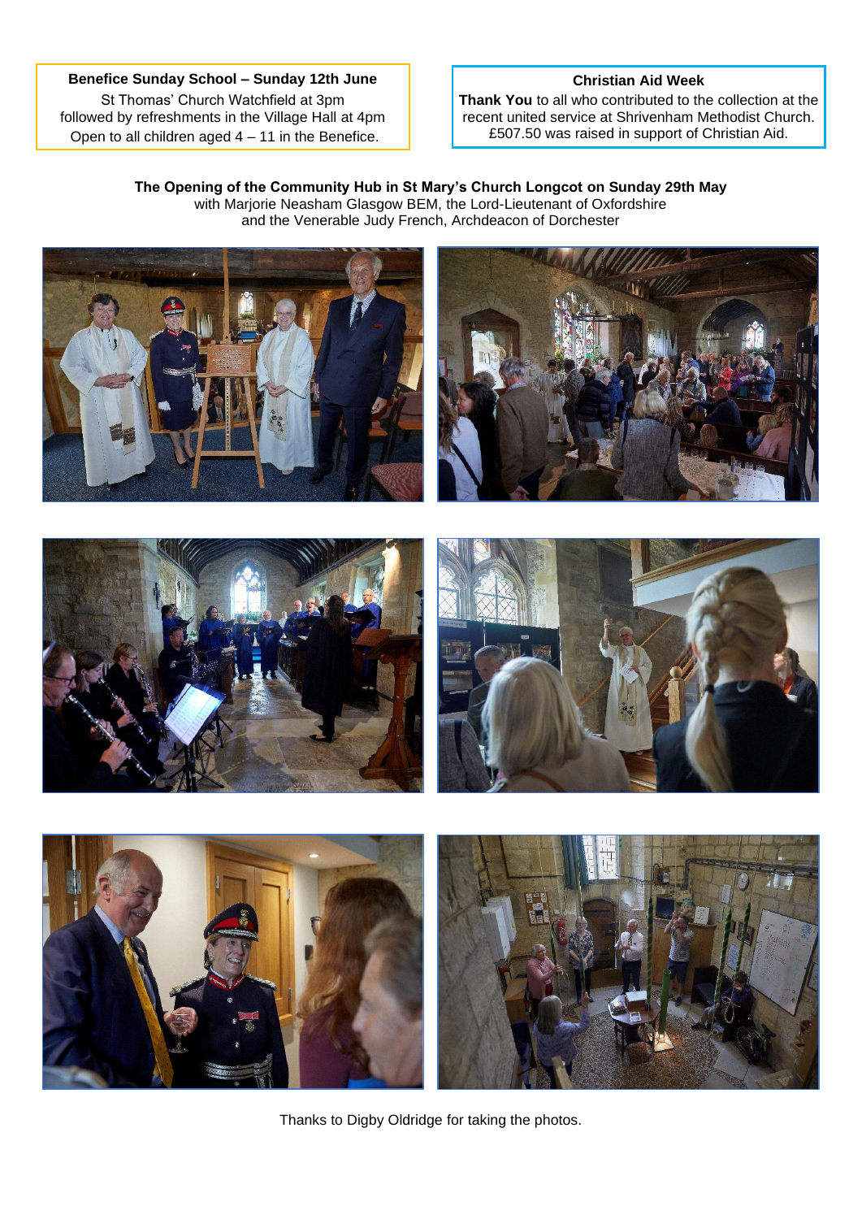**Benefice Sunday School – Sunday 12th June**

St Thomas' Church Watchfield at 3pm
followed by refreshments in the Village Hall at 4pm
Open to all children aged 4 – 11 in the Benefice.

**Christian Aid Week**

**Thank You** to all who contributed to the collection at the recent united service at Shrivenham Methodist Church. £507.50 was raised in support of Christian Aid.

**The Opening of the Community Hub in St Mary's Church Longcot on Sunday 29th May**
with Marjorie Neasham Glasgow BEM, the Lord-Lieutenant of Oxfordshire
and the Venerable Judy French, Archdeacon of Dorchester

Thanks to Digby Oldridge for taking the photos.